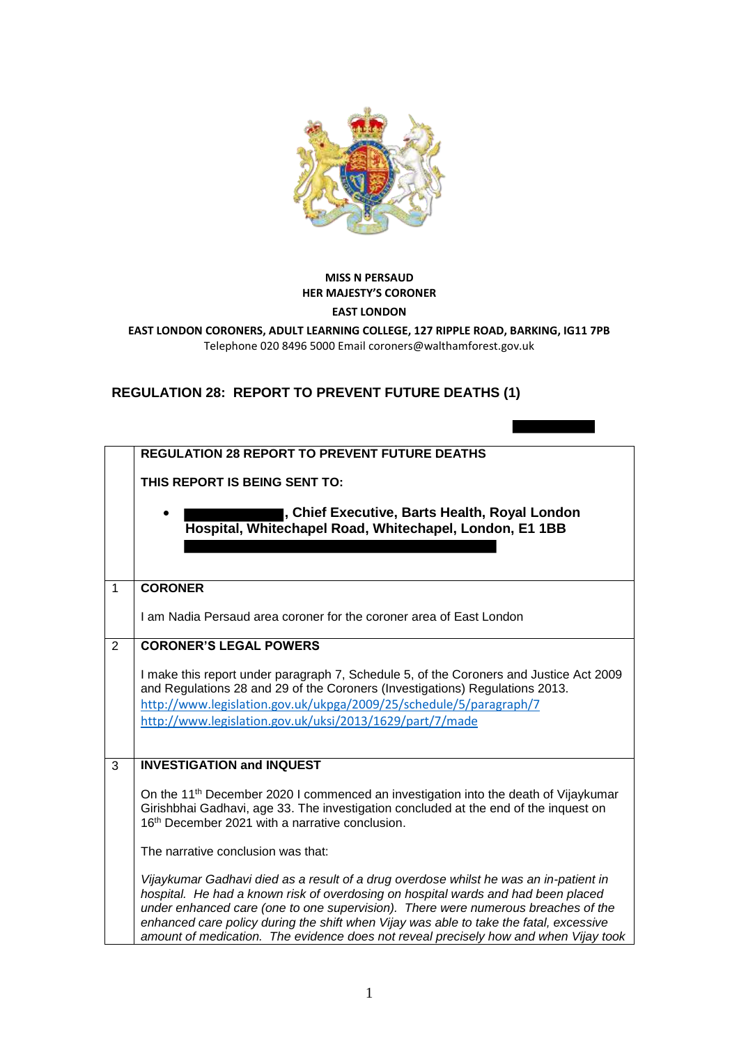**MISS N PERSAUD**
**HER MAJESTY'S CORONER**
**EAST LONDON**
**EAST LONDON CORONERS, ADULT LEARNING COLLEGE, 127 RIPPLE ROAD, BARKING, IG11 7PB**
Telephone 020 8496 5000 Email coroners@walthamforest.gov.uk

## REGULATION 28: REPORT TO PREVENT FUTURE DEATHS (1)

| | |
|---|---|
| | **REGULATION 28 REPORT TO PREVENT FUTURE DEATHS**<br><br>**THIS REPORT IS BEING SENT TO:**<br><br>• **, Chief Executive, Barts Health, Royal London Hospital, Whitechapel Road, Whitechapel, London, E1 1BB** |
| 1 | **CORONER**<br><br>I am Nadia Persaud area coroner for the coroner area of East London |
| 2 | **CORONER'S LEGAL POWERS**<br><br>I make this report under paragraph 7, Schedule 5, of the Coroners and Justice Act 2009 and Regulations 28 and 29 of the Coroners (Investigations) Regulations 2013.<br>http://www.legislation.gov.uk/ukpga/2009/25/schedule/5/paragraph/7<br>http://www.legislation.gov.uk/uksi/2013/1629/part/7/made |
| 3 | **INVESTIGATION and INQUEST**<br><br>On the 11th December 2020 I commenced an investigation into the death of Vijaykumar Girishbhai Gadhavi, age 33. The investigation concluded at the end of the inquest on 16th December 2021 with a narrative conclusion.<br><br>The narrative conclusion was that:<br><br>*Vijaykumar Gadhavi died as a result of a drug overdose whilst he was an in-patient in hospital. He had a known risk of overdosing on hospital wards and had been placed under enhanced care (one to one supervision). There were numerous breaches of the enhanced care policy during the shift when Vijay was able to take the fatal, excessive amount of medication. The evidence does not reveal precisely how and when Vijay took* |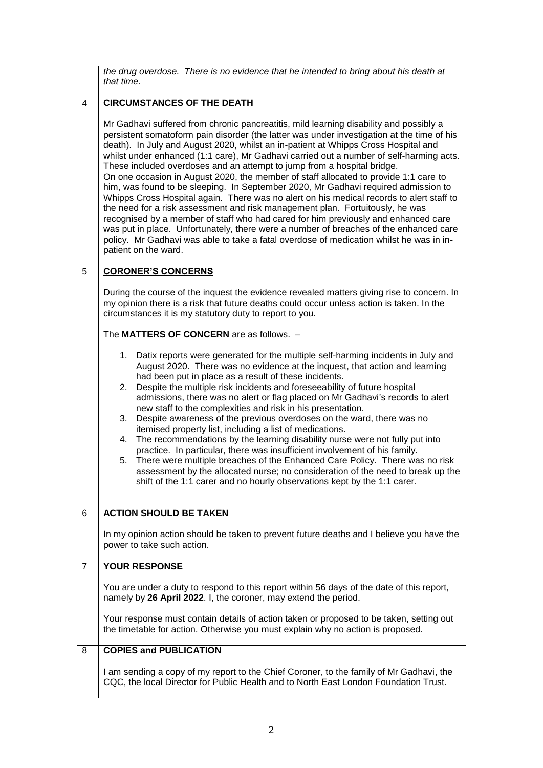| | |
|---|---|
| | *the drug overdose. There is no evidence that he intended to bring about his death at that time.* |
| 4 | **CIRCUMSTANCES OF THE DEATH**<br><br>Mr Gadhavi suffered from chronic pancreatitis, mild learning disability and possibly a persistent somatoform pain disorder (the latter was under investigation at the time of his death). In July and August 2020, whilst an in-patient at Whipps Cross Hospital and whilst under enhanced (1:1 care), Mr Gadhavi carried out a number of self-harming acts. These included overdoses and an attempt to jump from a hospital bridge.<br>On one occasion in August 2020, the member of staff allocated to provide 1:1 care to him, was found to be sleeping. In September 2020, Mr Gadhavi required admission to Whipps Cross Hospital again. There was no alert on his medical records to alert staff to the need for a risk assessment and risk management plan. Fortuitously, he was recognised by a member of staff who had cared for him previously and enhanced care was put in place. Unfortunately, there were a number of breaches of the enhanced care policy. Mr Gadhavi was able to take a fatal overdose of medication whilst he was in in-patient on the ward. |
| 5 | **CORONER'S CONCERNS**<br><br>During the course of the inquest the evidence revealed matters giving rise to concern. In my opinion there is a risk that future deaths could occur unless action is taken. In the circumstances it is my statutory duty to report to you.<br><br>The **MATTERS OF CONCERN** are as follows. –<br><br>1. Datix reports were generated for the multiple self-harming incidents in July and August 2020. There was no evidence at the inquest, that action and learning had been put in place as a result of these incidents.<br>2. Despite the multiple risk incidents and foreseeability of future hospital admissions, there was no alert or flag placed on Mr Gadhavi's records to alert new staff to the complexities and risk in his presentation.<br>3. Despite awareness of the previous overdoses on the ward, there was no itemised property list, including a list of medications.<br>4. The recommendations by the learning disability nurse were not fully put into practice. In particular, there was insufficient involvement of his family.<br>5. There were multiple breaches of the Enhanced Care Policy. There was no risk assessment by the allocated nurse; no consideration of the need to break up the shift of the 1:1 carer and no hourly observations kept by the 1:1 carer. |
| 6 | **ACTION SHOULD BE TAKEN**<br><br>In my opinion action should be taken to prevent future deaths and I believe you have the power to take such action. |
| 7 | **YOUR RESPONSE**<br><br>You are under a duty to respond to this report within 56 days of the date of this report, namely by **26 April 2022**. I, the coroner, may extend the period.<br><br>Your response must contain details of action taken or proposed to be taken, setting out the timetable for action. Otherwise you must explain why no action is proposed. |
| 8 | **COPIES and PUBLICATION**<br><br>I am sending a copy of my report to the Chief Coroner, to the family of Mr Gadhavi, the CQC, the local Director for Public Health and to North East London Foundation Trust. |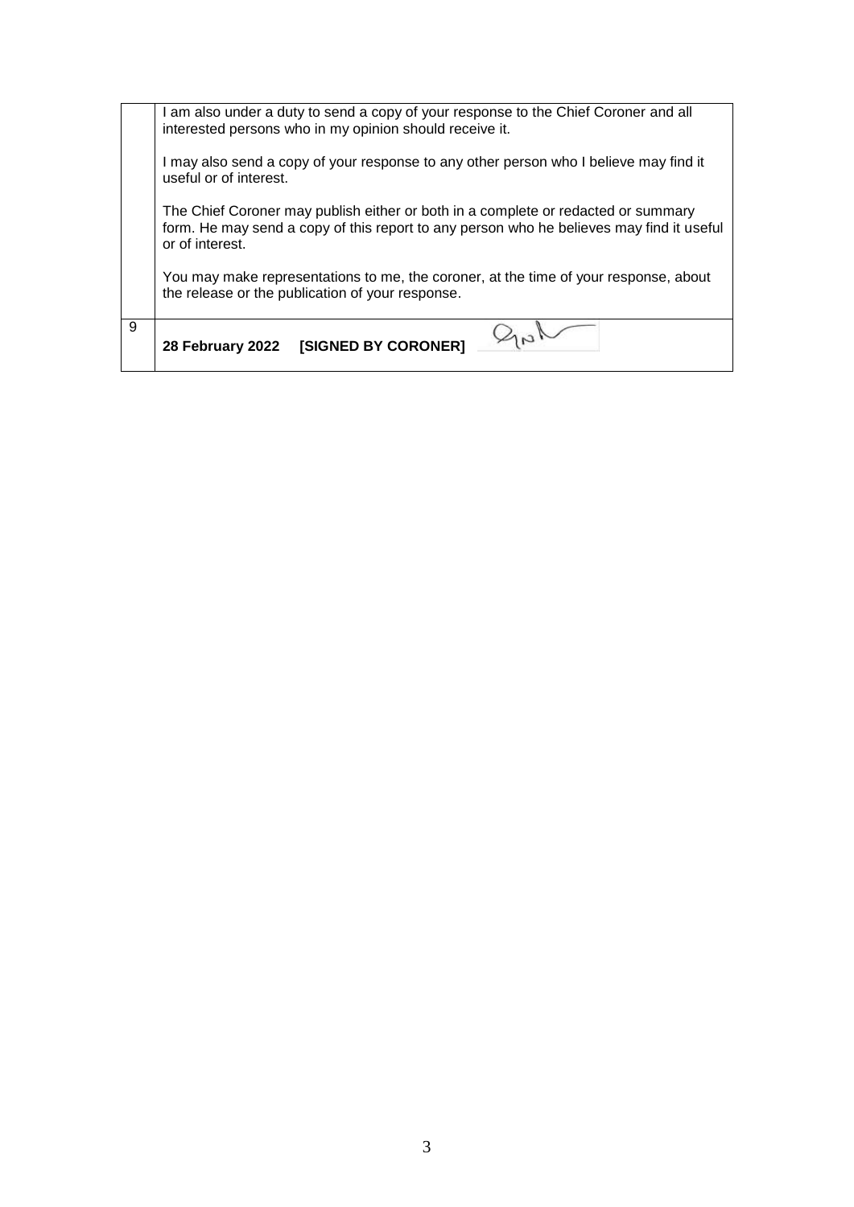| | |
|---|---|
| | I am also under a duty to send a copy of your response to the Chief Coroner and all interested persons who in my opinion should receive it.<br><br>I may also send a copy of your response to any other person who I believe may find it useful or of interest.<br><br>The Chief Coroner may publish either or both in a complete or redacted or summary form. He may send a copy of this report to any person who he believes may find it useful or of interest.<br><br>You may make representations to me, the coroner, at the time of your response, about the release or the publication of your response. |
| 9 | **28 February 2022 [SIGNED BY CORONER]** |